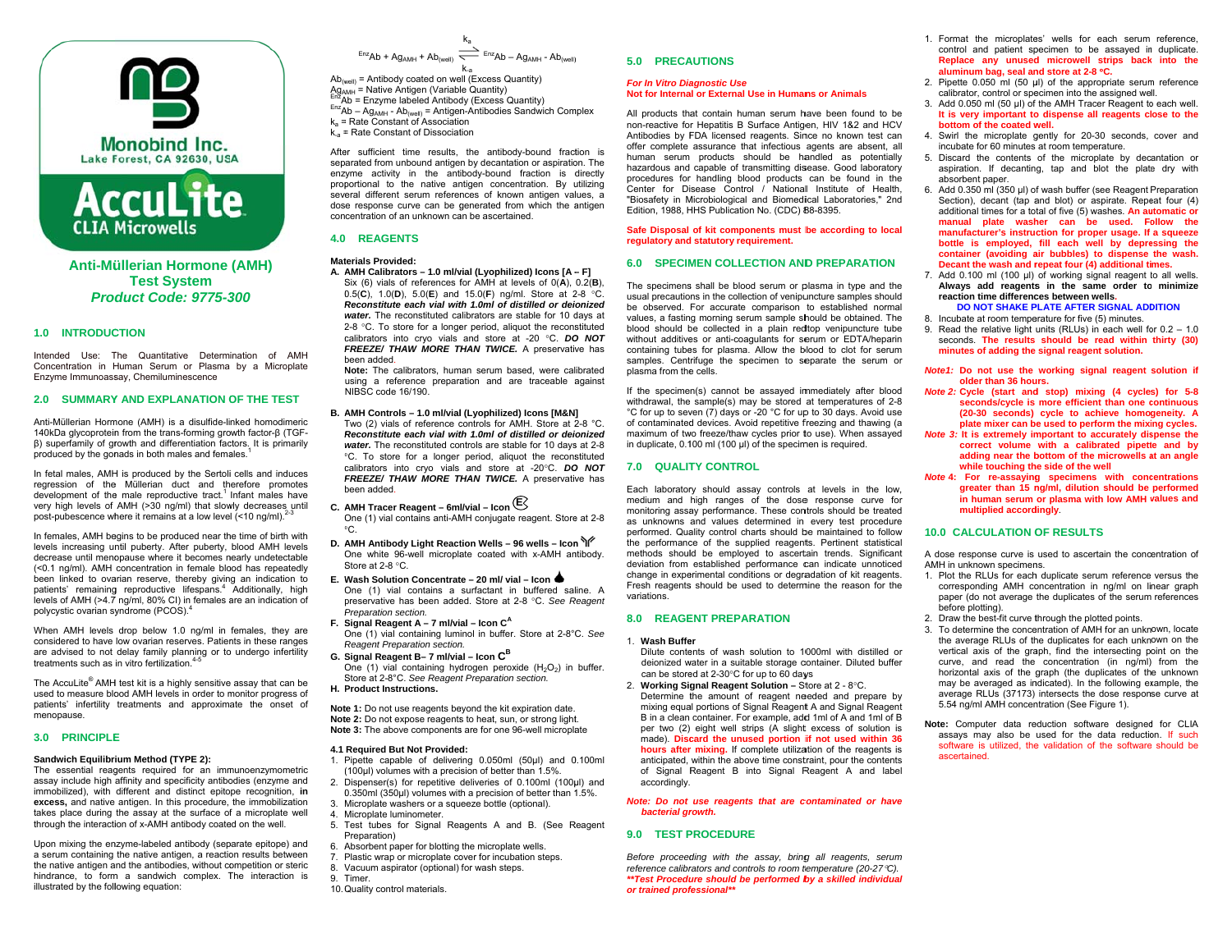Monobind Inc.
Lake Forest, CA 92630, USA

**AccuLite**
**CLIA Microwells**

# Anti-Müllerian Hormone (AMH) Test System

***Product Code: 9775-300***

## 1.0 INTRODUCTION

Intended Use: The Quantitative Determination of AMH Concentration in Human Serum or Plasma by a Microplate Enzyme Immunoassay, Chemiluminescence

## 2.0 SUMMARY AND EXPLANATION OF THE TEST

Anti-Müllerian Hormone (AMH) is a disulfide-linked homodimeric 140kDa glycoprotein from the trans-forming growth factor-β (TGF-β) superfamily of growth and differentiation factors. It is primarily produced by the gonads in both males and females.[1]

In fetal males, AMH is produced by the Sertoli cells and induces regression of the Müllerian duct and therefore promotes development of the male reproductive tract.[1] Infant males have very high levels of AMH (>30 ng/ml) that slowly decreases until post-pubescence where it remains at a low level (<10 ng/ml).[2-3]

In females, AMH begins to be produced near the time of birth with levels increasing until puberty. After puberty, blood AMH levels decrease until menopause where it becomes nearly undetectable (<0.1 ng/ml). AMH concentration in female blood has repeatedly been linked to ovarian reserve, thereby giving an indication to patients' remaining reproductive lifespans.[4] Additionally, high levels of AMH (>4.7 ng/ml, 80% CI) in females are an indication of polycystic ovarian syndrome (PCOS).[4]

When AMH levels drop below 1.0 ng/ml in females, they are considered to have low ovarian reserves. Patients in these ranges are advised to not delay family planning or to undergo infertility treatments such as in vitro fertilization.[4-5]

The AccuLite® AMH test kit is a highly sensitive assay that can be used to measure blood AMH levels in order to monitor progress of patients' infertility treatments and approximate the onset of menopause.

## 3.0 PRINCIPLE

**Sandwich Equilibrium Method (TYPE 2):**

The essential reagents required for an immunoenzymometric assay include high affinity and specificity antibodies (enzyme and immobilized), with different and distinct epitope recognition, **in excess,** and native antigen. In this procedure, the immobilization takes place during the assay at the surface of a microplate well through the interaction of x-AMH antibody coated on the well.

Upon mixing the enzyme-labeled antibody (separate epitope) and a serum containing the native antigen, a reaction results between the native antigen and the antibodies, without competition or steric hindrance, to form a sandwich complex. The interaction is illustrated by the following equation:

$$^{Enz}Ab + Ag_{AMH} + Ab_{(well)} \underset{k_{-a}}{\overset{k_a}{\rightleftharpoons}} {}^{Enz}Ab - Ag_{AMH} - Ab_{(well)}$$

$Ab_{(well)}$ = Antibody coated on well (Excess Quantity)
$Ag_{AMH}$ = Native Antigen (Variable Quantity)
$^{Enz}Ab$ = Enzyme labeled Antibody (Excess Quantity)
$^{Enz}Ab - Ag_{AMH} - Ab_{(well)}$ = Antigen-Antibodies Sandwich Complex
$k_a$ = Rate Constant of Association
$k_{-a}$ = Rate Constant of Dissociation

After sufficient time results, the antibody-bound fraction is separated from unbound antigen by decantation or aspiration. The enzyme activity in the antibody-bound fraction is directly proportional to the native antigen concentration. By utilizing several different serum references of known antigen values, a dose response curve can be generated from which the antigen concentration of an unknown can be ascertained.

## 4.0 REAGENTS

**Materials Provided:**

**A. AMH Calibrators – 1.0 ml/vial (Lyophilized) Icons [A – F]**
Six (6) vials of references for AMH at levels of 0(**A**), 0.2(**B**), 0.5(**C**), 1.0(**D**), 5.0(**E**) and 15.0(**F**) ng/ml. Store at 2-8 °C. ***Reconstitute each vial with 1.0ml of distilled or deionized water.*** The reconstituted calibrators are stable for 10 days at 2-8 °C. To store for a longer period, aliquot the reconstituted calibrators into cryo vials and store at -20 °C. ***DO NOT FREEZE/ THAW MORE THAN TWICE.*** A preservative has been added.
**Note:** The calibrators, human serum based, were calibrated using a reference preparation and are traceable against NIBSC code 16/190.

**B. AMH Controls – 1.0 ml/vial (Lyophilized) Icons [M&N]**
Two (2) vials of reference controls for AMH. Store at 2-8 °C. ***Reconstitute each vial with 1.0ml of distilled or deionized water.*** The reconstituted controls are stable for 10 days at 2-8 °C. To store for a longer period, aliquot the reconstituted calibrators into cryo vials and store at -20°C. ***DO NOT FREEZE/ THAW MORE THAN TWICE.*** A preservative has been added.

**C. AMH Tracer Reagent – 6ml/vial – Icon**
One (1) vial contains anti-AMH conjugate reagent. Store at 2-8 °C.

**D. AMH Antibody Light Reaction Wells – 96 wells – Icon**
One white 96-well microplate coated with x-AMH antibody. Store at 2-8 °C.

**E. Wash Solution Concentrate – 20 ml/ vial – Icon**
One (1) vial contains a surfactant in buffered saline. A preservative has been added. Store at 2-8 °C. *See Reagent Preparation section.*

**F. Signal Reagent A – 7 ml/vial – Icon $C^A$**
One (1) vial containing luminol in buffer. Store at 2-8°C. *See Reagent Preparation section.*

**G. Signal Reagent B– 7 ml/vial – Icon $C^B$**
One (1) vial containing hydrogen peroxide ($H_2O_2$) in buffer. Store at 2-8°C. *See Reagent Preparation section.*

**H. Product Instructions.**

**Note 1:** Do not use reagents beyond the kit expiration date.
**Note 2:** Do not expose reagents to heat, sun, or strong light.
**Note 3:** The above components are for one 96-well microplate

### 4.1 Required But Not Provided:

1. Pipette capable of delivering 0.050ml (50µl) and 0.100ml (100µl) volumes with a precision of better than 1.5%.
2. Dispenser(s) for repetitive deliveries of 0.100ml (100µl) and 0.350ml (350µl) volumes with a precision of better than 1.5%.
3. Microplate washers or a squeeze bottle (optional).
4. Microplate luminometer.
5. Test tubes for Signal Reagents A and B. (See Reagent Preparation)
6. Absorbent paper for blotting the microplate wells.
7. Plastic wrap or microplate cover for incubation steps.
8. Vacuum aspirator (optional) for wash steps.
9. Timer.
10. Quality control materials.

## 5.0 PRECAUTIONS

***For In Vitro Diagnostic Use***
**Not for Internal or External Use in Humans or Animals**

All products that contain human serum have been found to be non-reactive for Hepatitis B Surface Antigen, HIV 1&2 and HCV Antibodies by FDA licensed reagents. Since no known test can offer complete assurance that infectious agents are absent, all human serum products should be handled as potentially hazardous and capable of transmitting disease. Good laboratory procedures for handling blood products can be found in the Center for Disease Control / National Institute of Health, "Biosafety in Microbiological and Biomedical Laboratories," 2nd Edition, 1988, HHS Publication No. (CDC) 88-8395.

**Safe Disposal of kit components must be according to local regulatory and statutory requirement.**

## 6.0 SPECIMEN COLLECTION AND PREPARATION

The specimens shall be blood serum or plasma in type and the usual precautions in the collection of venipuncture samples should be observed. For accurate comparison to established normal values, a fasting morning serum sample should be obtained. The blood should be collected in a plain redtop venipuncture tube without additives or anti-coagulants for serum or EDTA/heparin containing tubes for plasma. Allow the blood to clot for serum samples. Centrifuge the specimen to separate the serum or plasma from the cells.

If the specimen(s) cannot be assayed immediately after blood withdrawal, the sample(s) may be stored at temperatures of 2-8 °C for up to seven (7) days or -20 °C for up to 30 days. Avoid use of contaminated devices. Avoid repetitive freezing and thawing (a maximum of two freeze/thaw cycles prior to use). When assayed in duplicate, 0.100 ml (100 µl) of the specimen is required.

## 7.0 QUALITY CONTROL

Each laboratory should assay controls at levels in the low, medium and high ranges of the dose response curve for monitoring assay performance. These controls should be treated as unknowns and values determined in every test procedure performed. Quality control charts should be maintained to follow the performance of the supplied reagents. Pertinent statistical methods should be employed to ascertain trends. Significant deviation from established performance can indicate unnoticed change in experimental conditions or degradation of kit reagents. Fresh reagents should be used to determine the reason for the variations.

## 8.0 REAGENT PREPARATION

1. **Wash Buffer**
Dilute contents of wash solution to 1000ml with distilled or deionized water in a suitable storage container. Diluted buffer can be stored at 2-30°C for up to 60 days
2. **Working Signal Reagent Solution –** Store at 2 - 8°C.
Determine the amount of reagent needed and prepare by mixing equal portions of Signal Reagent A and Signal Reagent B in a clean container. For example, add 1ml of A and 1ml of B per two (2) eight well strips (A slight excess of solution is made). **Discard the unused portion if not used within 36 hours after mixing.** If complete utilization of the reagents is anticipated, within the above time constraint, pour the contents of Signal Reagent B into Signal Reagent A and label accordingly.

***Note: Do not use reagents that are contaminated or have bacterial growth.***

## 9.0 TEST PROCEDURE

*Before proceeding with the assay, bring all reagents, serum reference calibrators and controls to room temperature (20-27°C).*
***\*\*Test Procedure should be performed by a skilled individual or trained professional\*\****

1. Format the microplates' wells for each serum reference, control and patient specimen to be assayed in duplicate. **Replace any unused microwell strips back into the aluminum bag, seal and store at 2-8 °C.**
2. Pipette 0.050 ml (50 µl) of the appropriate serum reference calibrator, control or specimen into the assigned well.
3. Add 0.050 ml (50 µl) of the AMH Tracer Reagent to each well. **It is very important to dispense all reagents close to the bottom of the coated well.**
4. Swirl the microplate gently for 20-30 seconds, cover and incubate for 60 minutes at room temperature.
5. Discard the contents of the microplate by decantation or aspiration. If decanting, tap and blot the plate dry with absorbent paper.
6. Add 0.350 ml (350 µl) of wash buffer (see Reagent Preparation Section), decant (tap and blot) or aspirate. Repeat four (4) additional times for a total of five (5) washes. **An automatic or manual plate washer can be used. Follow the manufacturer's instruction for proper usage. If a squeeze bottle is employed, fill each well by depressing the container (avoiding air bubbles) to dispense the wash. Decant the wash and repeat four (4) additional times.**
7. Add 0.100 ml (100 µl) of working signal reagent to all wells. **Always add reagents in the same order to minimize reaction time differences between wells.**
**DO NOT SHAKE PLATE AFTER SIGNAL ADDITION**
8. Incubate at room temperature for five (5) minutes.
9. Read the relative light units (RLUs) in each well for 0.2 – 1.0 seconds. **The results should be read within thirty (30) minutes of adding the signal reagent solution.**

***Note1:*** **Do not use the working signal reagent solution if older than 36 hours.**
***Note 2:*** **Cycle (start and stop) mixing (4 cycles) for 5-8 seconds/cycle is more efficient than one continuous (20-30 seconds) cycle to achieve homogeneity. A plate mixer can be used to perform the mixing cycles.**
***Note 3:*** **It is extremely important to accurately dispense the correct volume with a calibrated pipette and by adding near the bottom of the microwells at an angle while touching the side of the well**
***Note 4:*** **For re-assaying specimens with concentrations greater than 15 ng/ml, dilution should be performed in human serum or plasma with low AMH values and multiplied accordingly.**

## 10.0 CALCULATION OF RESULTS

A dose response curve is used to ascertain the concentration of AMH in unknown specimens.

1. Plot the RLUs for each duplicate serum reference versus the corresponding AMH concentration in ng/ml on linear graph paper (do not average the duplicates of the serum references before plotting).
2. Draw the best-fit curve through the plotted points.
3. To determine the concentration of AMH for an unknown, locate the average RLUs of the duplicates for each unknown on the vertical axis of the graph, find the intersecting point on the curve, and read the concentration (in ng/ml) from the horizontal axis of the graph (the duplicates of the unknown may be averaged as indicated). In the following example, the average RLUs (37173) intersects the dose response curve at 5.54 ng/ml AMH concentration (See Figure 1).

**Note:** Computer data reduction software designed for CLIA assays may also be used for the data reduction. If such software is utilized, the validation of the software should be ascertained.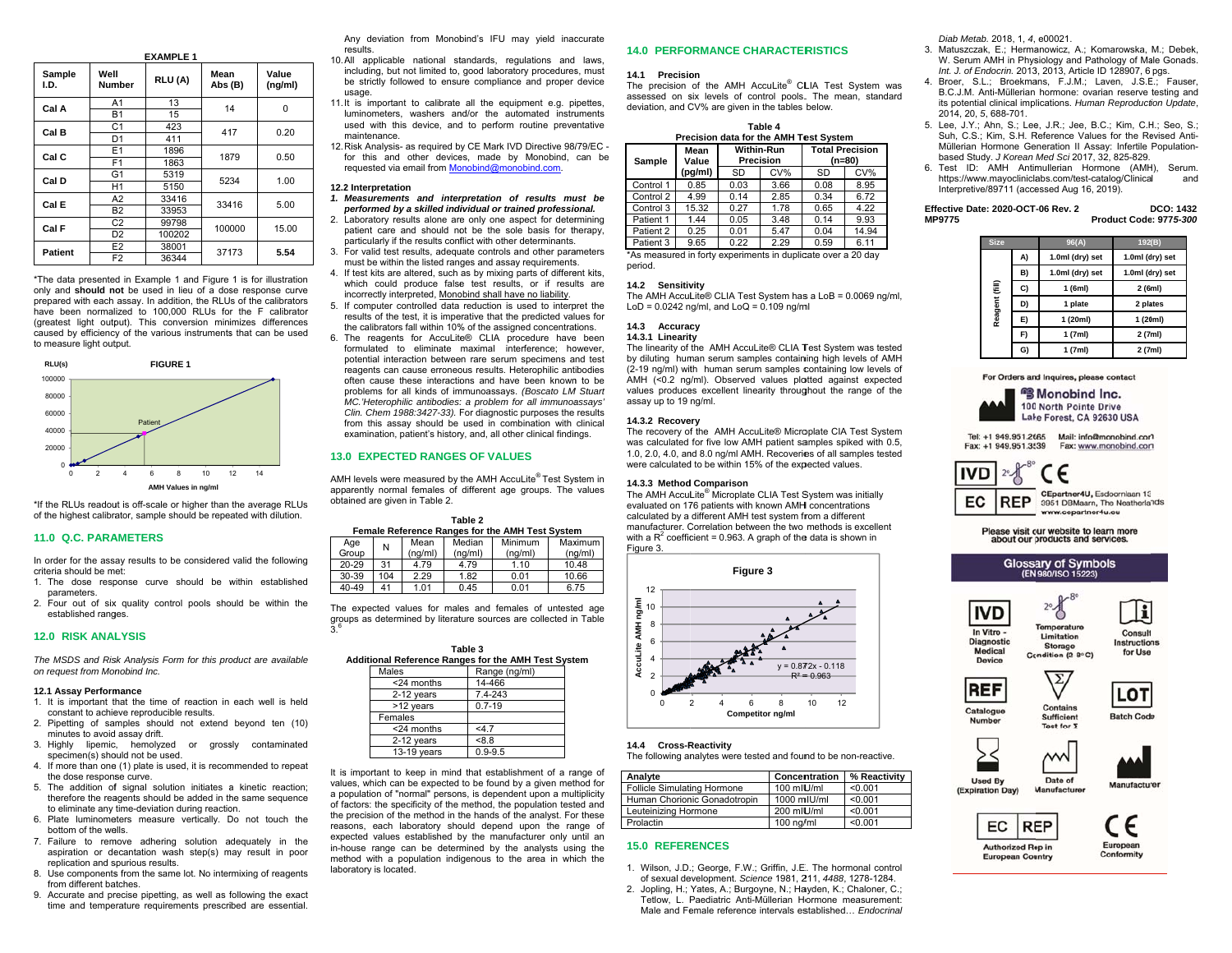**EXAMPLE 1**

| Sample I.D. | Well Number | RLU (A) | Mean Abs (B) | Value (ng/ml) |
|---|---|---|---|---|
| Cal A | A1 | 13 | 14 | 0 |
| | B1 | 15 | | |
| Cal B | C1 | 423 | 417 | 0.20 |
| | D1 | 411 | | |
| Cal C | E1 | 1896 | 1879 | 0.50 |
| | F1 | 1863 | | |
| Cal D | G1 | 5319 | 5234 | 1.00 |
| | H1 | 5150 | | |
| Cal E | A2 | 33416 | 33416 | 5.00 |
| | B2 | 33953 | | |
| Cal F | C2 | 99798 | 100000 | 15.00 |
| | D2 | 100202 | | |
| Patient | E2 | 38001 | 37173 | **5.54** |
| | F2 | 36344 | | |

*The data presented in Example 1 and Figure 1 is for illustration only and **should not** be used in lieu of a dose response curve prepared with each assay. In addition, the RLUs of the calibrators have been normalized to 100,000 RLUs for the F calibrator (greatest light output). This conversion minimizes differences caused by efficiency of the various instruments that can be used to measure light output.

RLU(s)

**FIGURE 1**

100000
80000
60000
40000
20000
0

Patient

0 2 4 6 8 10 12 14

AMH Values in ng/ml

*If the RLUs readout is off-scale or higher than the average RLUs of the highest calibrator, sample should be repeated with dilution.

## 11.0 Q.C. PARAMETERS

In order for the assay results to be considered valid the following criteria should be met:

1. The dose response curve should be within established parameters.
2. Four out of six quality control pools should be within the established ranges.

## 12.0 RISK ANALYSIS

*The MSDS and Risk Analysis Form for this product are available on request from Monobind Inc.*

### 12.1 Assay Performance

1. It is important that the time of reaction in each well is held constant to achieve reproducible results.
2. Pipetting of samples should not extend beyond ten (10) minutes to avoid assay drift.
3. Highly lipemic, hemolyzed or grossly contaminated specimen(s) should not be used.
4. If more than one (1) plate is used, it is recommended to repeat the dose response curve.
5. The addition of signal solution initiates a kinetic reaction; therefore the reagents should be added in the same sequence to eliminate any time-deviation during reaction.
6. Plate luminometers measure vertically. Do not touch the bottom of the wells.
7. Failure to remove adhering solution adequately in the aspiration or decantation wash step(s) may result in poor replication and spurious results.
8. Use components from the same lot. No intermixing of reagents from different batches.
9. Accurate and precise pipetting, as well as following the exact time and temperature requirements prescribed are essential. Any deviation from Monobind's IFU may yield inaccurate results.
10. All applicable national standards, regulations and laws, including, but not limited to, good laboratory procedures, must be strictly followed to ensure compliance and proper device usage.
11. It is important to calibrate all the equipment e.g. pipettes, luminometers, washers and/or the automated instruments used with this device, and to perform routine preventative maintenance.
12. Risk Analysis- as required by CE Mark IVD Directive 98/79/EC - for this and other devices, made by Monobind, can be requested via email from Monobind@monobind.com.

### 12.2 Interpretation

1. ***Measurements and interpretation of results must be performed by a skilled individual or trained professional.***
2. Laboratory results alone are only one aspect for determining patient care and should not be the sole basis for therapy, particularly if the results conflict with other determinants.
3. For valid test results, adequate controls and other parameters must be within the listed ranges and assay requirements.
4. If test kits are altered, such as by mixing parts of different kits, which could produce false test results, or if results are incorrectly interpreted, Monobind shall have no liability.
5. If computer controlled data reduction is used to interpret the results of the test, it is imperative that the predicted values for the calibrators fall within 10% of the assigned concentrations.
6. The reagents for AccuLite® CLIA procedure have been formulated to eliminate maximal interference; however, potential interaction between rare serum specimens and test reagents can cause erroneous results. Heterophilic antibodies often cause these interactions and have been known to be problems for all kinds of immunoassays. *(Boscato LM Stuart MC.'Heterophilic antibodies: a problem for all immunoassays' Clin. Chem 1988:3427-33).* For diagnostic purposes the results from this assay should be used in combination with clinical examination, patient's history, and, all other clinical findings.

## 13.0 EXPECTED RANGES OF VALUES

AMH levels were measured by the AMH AccuLite® Test System in apparently normal females of different age groups. The values obtained are given in Table 2.

**Table 2**
**Female Reference Ranges for the AMH Test System**

| Age Group | N | Mean (ng/ml) | Median (ng/ml) | Minimum (ng/ml) | Maximum (ng/ml) |
|---|---|---|---|---|---|
| 20-29 | 31 | 4.79 | 4.79 | 1.10 | 10.48 |
| 30-39 | 104 | 2.29 | 1.82 | 0.01 | 10.66 |
| 40-49 | 41 | 1.01 | 0.45 | 0.01 | 6.75 |

The expected values for males and females of untested age groups as determined by literature sources are collected in Table 3.[6]

**Table 3**
**Additional Reference Ranges for the AMH Test System**

| Males | Range (ng/ml) |
|---|---|
| <24 months | 14-466 |
| 2-12 years | 7.4-243 |
| >12 years | 0.7-19 |
| Females | |
| <24 months | <4.7 |
| 2-12 years | <8.8 |
| 13-19 years | 0.9-9.5 |

It is important to keep in mind that establishment of a range of values, which can be expected to be found by a given method for a population of "normal" persons, is dependent upon a multiplicity of factors: the specificity of the method, the population tested and the precision of the method in the hands of the analyst. For these reasons, each laboratory should depend upon the range of expected values established by the manufacturer only until an in-house range can be determined by the analysts using the method with a population indigenous to the area in which the laboratory is located.

## 14.0 PERFORMANCE CHARACTERISTICS

### 14.1 Precision

The precision of the AMH AccuLite® CLIA Test System was assessed on six levels of control pools. The mean, standard deviation, and CV% are given in the tables below.

**Table 4**
**Precision data for the AMH Test System**

| Sample | Mean Value (pg/ml) | Within-Run Precision | | Total Precision (n=80) | |
|---|---|---|---|---|---|
| | | SD | CV% | SD | CV% |
| Control 1 | 0.85 | 0.03 | 3.66 | 0.08 | 8.95 |
| Control 2 | 4.99 | 0.14 | 2.85 | 0.34 | 6.72 |
| Control 3 | 15.32 | 0.27 | 1.78 | 0.65 | 4.22 |
| Patient 1 | 1.44 | 0.05 | 3.48 | 0.14 | 9.93 |
| Patient 2 | 0.25 | 0.01 | 5.47 | 0.04 | 14.94 |
| Patient 3 | 9.65 | 0.22 | 2.29 | 0.59 | 6.11 |

*As measured in forty experiments in duplicate over a 20 day period.

### 14.2 Sensitivity

The AMH AccuLite® CLIA Test System has a LoB = 0.0069 ng/ml, LoD = 0.0242 ng/ml, and LoQ = 0.109 ng/ml

### 14.3 Accuracy

#### 14.3.1 Linearity

The linearity of the AMH AccuLite® CLIA Test System was tested by diluting human serum samples containing high levels of AMH (2-19 ng/ml) with human serum samples containing low levels of AMH (<0.2 ng/ml). Observed values plotted against expected values produces excellent linearity throughout the range of the assay up to 19 ng/ml.

#### 14.3.2 Recovery

The recovery of the AMH AccuLite® Microplate CIA Test System was calculated for five low AMH patient samples spiked with 0.5, 1.0, 2.0, 4.0, and 8.0 ng/ml AMH. Recoveries of all samples tested were calculated to be within 15% of the expected values.

#### 14.3.3 Method Comparison

The AMH AccuLite® Microplate CLIA Test System was initially evaluated on 176 patients with known AMH concentrations calculated by a different AMH test system from a different manufacturer. Correlation between the two methods is excellent with a $R^2$ coefficient = 0.963. A graph of the data is shown in Figure 3.

**Figure 3**

AccuLite AMH ng/ml

12
10
8
6
4
2
0

y = 0.872x - 0.118
$R^2$ = 0.963

0 2 4 6 8 10 12

Competitor ng/ml

### 14.4 Cross-Reactivity

The following analytes were tested and found to be non-reactive.

| Analyte | Concentration | % Reactivity |
|---|---|---|
| Follicle Simulating Hormone | 100 mIU/ml | <0.001 |
| Human Chorionic Gonadotropin | 1000 mIU/ml | <0.001 |
| Leuteinizing Hormone | 200 mIU/ml | <0.001 |
| Prolactin | 100 ng/ml | <0.001 |

## 15.0 REFERENCES

1. Wilson, J.D.; George, F.W.; Griffin, J.E. The hormonal control of sexual development. *Science* 1981, *211*, *4488*, 1278-1284.
2. Jopling, H.; Yates, A.; Burgoyne, N.; Hayden, K.; Chaloner, C.; Tetlow, L. Paediatric Anti-Müllerian Hormone measurement: Male and Female reference intervals established… *Endocrinal Diab Metab.* 2018, 1, *4*, e00021.
3. Maszczak, E.; Hermanowicz, A.; Komarowska, M.; Debek, W. Serum AMH in Physiology and Pathology of Male Gonads. *Int. J. of Endocrin.* 2013, 2013, Article ID 128907, 6 pgs.
4. Broer, S.L.; Broekmans, F.J.M.; Laven, J.S.E.; Fauser, B.C.J.M. Anti-Müllerian hormone: ovarian reserve testing and its potential clinical implications. *Human Reproduction Update*, 2014, *20*, *5*, 688-701.
5. Lee, J.Y.; Ahn, S.; Lee, J.R.; Jee, B.C.; Kim, C.H.; Seo, S.; Suh, C.S.; Kim, S.H. Reference Values for the Revised Anti-Müllerian Hormone Generation II Assay: Infertile Population-based Study. *J Korean Med Sci* 2017, 32, 825-829.
6. Test ID: AMH Antimullerian Hormone (AMH), Serum. https://www.mayocliniclabs.com/test-catalog/Clinical and Interpretive/89711 (accessed Aug 16, 2019).

**Effective Date: 2020-OCT-06 Rev. 2** **DCO: 1432**
**MP9775** **Product Code: 9775-300**

| Size | | 96(A) | 192(B) |
|---|---|---|---|
| Reagent (fill) | A) | 1.0ml (dry) set | 1.0ml (dry) set |
| | B) | 1.0ml (dry) set | 1.0ml (dry) set |
| | C) | 1 (6ml) | 2 (6ml) |
| | D) | 1 plate | 2 plates |
| | E) | 1 (20ml) | 1 (20ml) |
| | F) | 1 (7ml) | 2 (7ml) |
| | G) | 1 (7ml) | 2 (7ml) |

For Orders and Inquires, please contact

**Monobind Inc.**
100 North Pointe Drive
Lake Forest, CA 92630 USA

Tel: +1 949.951.2665 Mail: info@monobind.com
Fax: +1 949.951.3539 Fax: www.monobind.com

IVD 2° 8° CE

EC REP CEpartner4U, Esdoornlaan 13 3951 DBMaarn, The Netherlands www.cepartner4u.eu

Please visit our website to learn more about our products and services.

**Glossary of Symbols**
**(EN 980/ISO 15223)**

In Vitro - Diagnostic Medical Device

Temperature Limitation Storage Condition (2-8°C)

Consult Instructions for Use

Catalogue Number

Contains Sufficient Test for Σ

Batch Code

Used By (Expiration Day)

Date of Manufacturer

Manufacturer

Authorized Rep in European Country

European Conformity